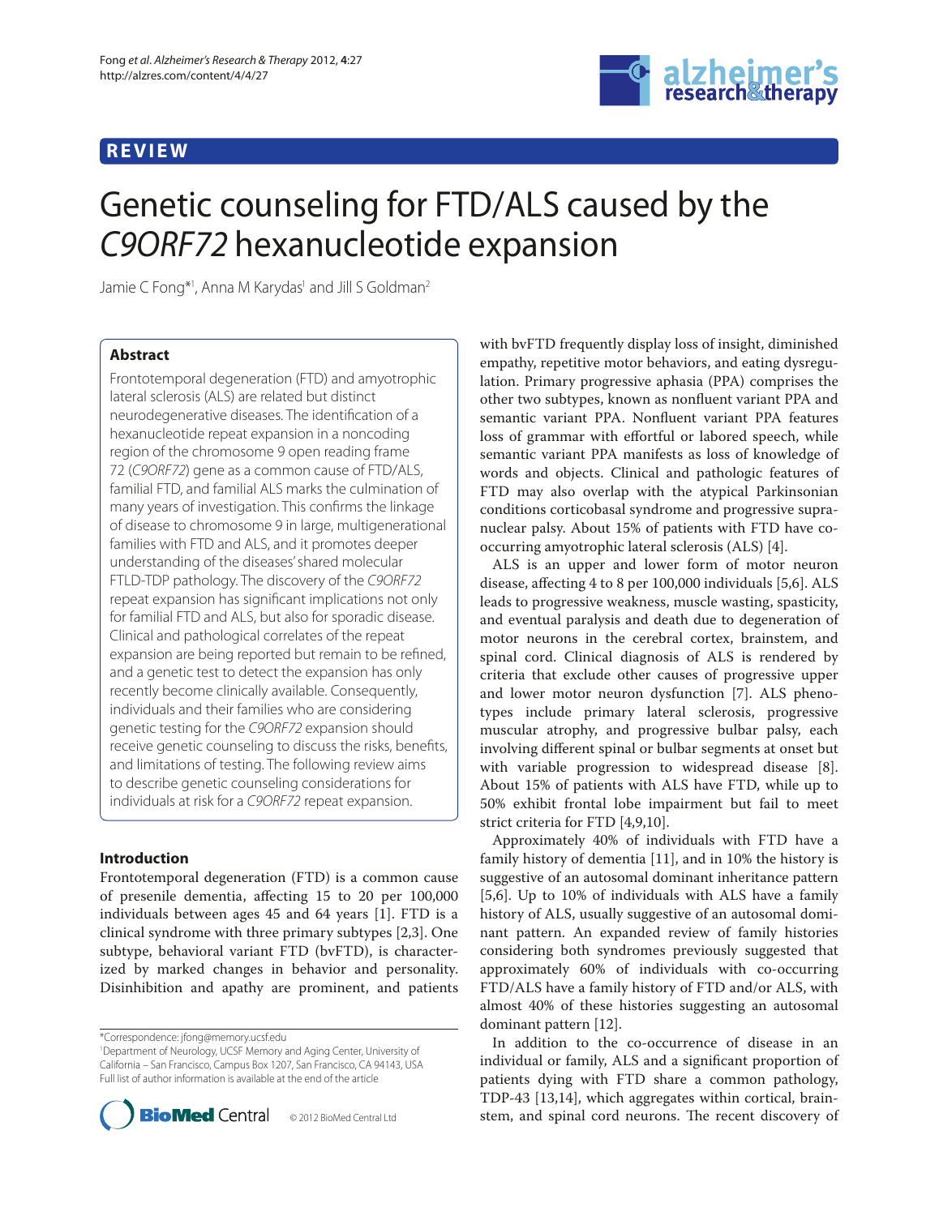REVIEW

# Genetic counseling for FTD/ALS caused by the *C9ORF72* hexanucleotide expansion

Jamie C Fong*[1], Anna M Karydas[1] and Jill S Goldman[2]

## Abstract

Frontotemporal degeneration (FTD) and amyotrophic lateral sclerosis (ALS) are related but distinct neurodegenerative diseases. The identification of a hexanucleotide repeat expansion in a noncoding region of the chromosome 9 open reading frame 72 (*C9ORF72*) gene as a common cause of FTD/ALS, familial FTD, and familial ALS marks the culmination of many years of investigation. This confirms the linkage of disease to chromosome 9 in large, multigenerational families with FTD and ALS, and it promotes deeper understanding of the diseases' shared molecular FTLD-TDP pathology. The discovery of the *C9ORF72* repeat expansion has significant implications not only for familial FTD and ALS, but also for sporadic disease. Clinical and pathological correlates of the repeat expansion are being reported but remain to be refined, and a genetic test to detect the expansion has only recently become clinically available. Consequently, individuals and their families who are considering genetic testing for the *C9ORF72* expansion should receive genetic counseling to discuss the risks, benefits, and limitations of testing. The following review aims to describe genetic counseling considerations for individuals at risk for a *C9ORF72* repeat expansion.

## Introduction

Frontotemporal degeneration (FTD) is a common cause of presenile dementia, affecting 15 to 20 per 100,000 individuals between ages 45 and 64 years [1]. FTD is a clinical syndrome with three primary subtypes [2,3]. One subtype, behavioral variant FTD (bvFTD), is characterized by marked changes in behavior and personality. Disinhibition and apathy are prominent, and patients with bvFTD frequently display loss of insight, diminished empathy, repetitive motor behaviors, and eating dysregulation. Primary progressive aphasia (PPA) comprises the other two subtypes, known as nonfluent variant PPA and semantic variant PPA. Nonfluent variant PPA features loss of grammar with effortful or labored speech, while semantic variant PPA manifests as loss of knowledge of words and objects. Clinical and pathologic features of FTD may also overlap with the atypical Parkinsonian conditions corticobasal syndrome and progressive supranuclear palsy. About 15% of patients with FTD have co-occurring amyotrophic lateral sclerosis (ALS) [4].

ALS is an upper and lower form of motor neuron disease, affecting 4 to 8 per 100,000 individuals [5,6]. ALS leads to progressive weakness, muscle wasting, spasticity, and eventual paralysis and death due to degeneration of motor neurons in the cerebral cortex, brainstem, and spinal cord. Clinical diagnosis of ALS is rendered by criteria that exclude other causes of progressive upper and lower motor neuron dysfunction [7]. ALS phenotypes include primary lateral sclerosis, progressive muscular atrophy, and progressive bulbar palsy, each involving different spinal or bulbar segments at onset but with variable progression to widespread disease [8]. About 15% of patients with ALS have FTD, while up to 50% exhibit frontal lobe impairment but fail to meet strict criteria for FTD [4,9,10].

Approximately 40% of individuals with FTD have a family history of dementia [11], and in 10% the history is suggestive of an autosomal dominant inheritance pattern [5,6]. Up to 10% of individuals with ALS have a family history of ALS, usually suggestive of an autosomal dominant pattern. An expanded review of family histories considering both syndromes previously suggested that approximately 60% of individuals with co-occurring FTD/ALS have a family history of FTD and/or ALS, with almost 40% of these histories suggesting an autosomal dominant pattern [12].

In addition to the co-occurrence of disease in an individual or family, ALS and a significant proportion of patients dying with FTD share a common pathology, TDP-43 [13,14], which aggregates within cortical, brainstem, and spinal cord neurons. The recent discovery of

*Correspondence: jfong@memory.ucsf.edu
[1]Department of Neurology, UCSF Memory and Aging Center, University of California – San Francisco, Campus Box 1207, San Francisco, CA 94143, USA
Full list of author information is available at the end of the article

© 2012 BioMed Central Ltd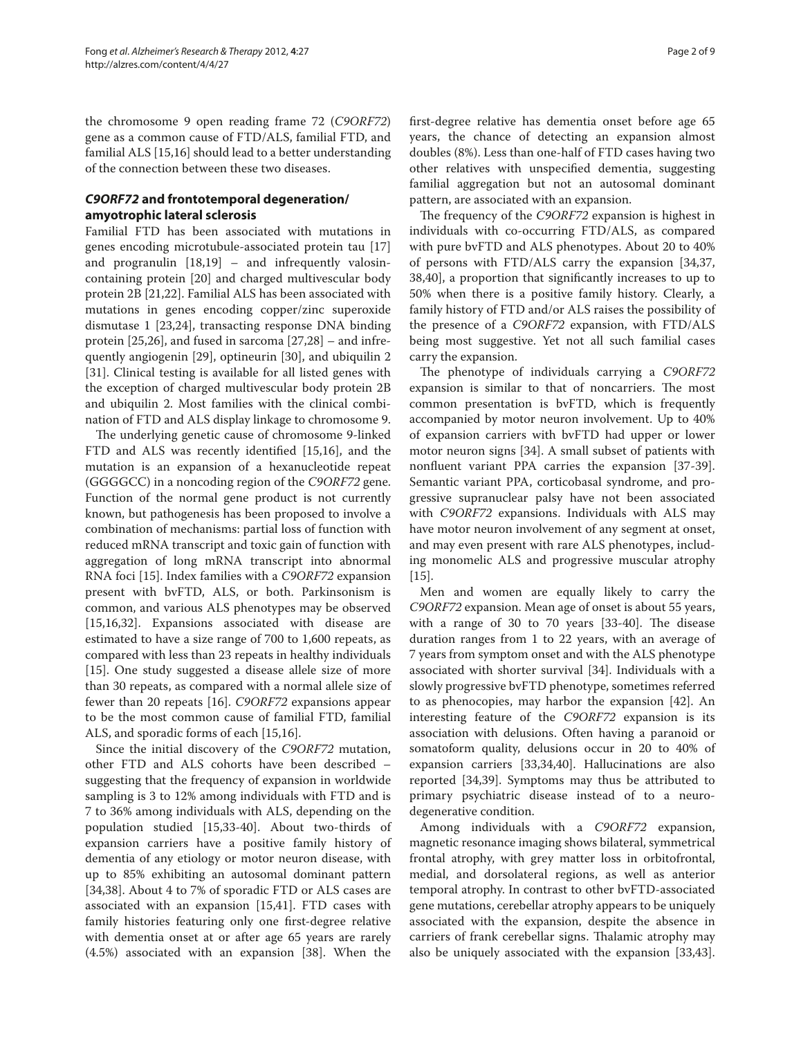the chromosome 9 open reading frame 72 (*C9ORF72*) gene as a common cause of FTD/ALS, familial FTD, and familial ALS [15,16] should lead to a better understanding of the connection between these two diseases.

## *C9ORF72* and frontotemporal degeneration/ amyotrophic lateral sclerosis

Familial FTD has been associated with mutations in genes encoding microtubule-associated protein tau [17] and progranulin [18,19] – and infrequently valosin-containing protein [20] and charged multivescular body protein 2B [21,22]. Familial ALS has been associated with mutations in genes encoding copper/zinc superoxide dismutase 1 [23,24], transacting response DNA binding protein [25,26], and fused in sarcoma [27,28] – and infrequently angiogenin [29], optineurin [30], and ubiquilin 2 [31]. Clinical testing is available for all listed genes with the exception of charged multivescular body protein 2B and ubiquilin 2. Most families with the clinical combination of FTD and ALS display linkage to chromosome 9.

The underlying genetic cause of chromosome 9-linked FTD and ALS was recently identified [15,16], and the mutation is an expansion of a hexanucleotide repeat (GGGGCC) in a noncoding region of the *C9ORF72* gene. Function of the normal gene product is not currently known, but pathogenesis has been proposed to involve a combination of mechanisms: partial loss of function with reduced mRNA transcript and toxic gain of function with aggregation of long mRNA transcript into abnormal RNA foci [15]. Index families with a *C9ORF72* expansion present with bvFTD, ALS, or both. Parkinsonism is common, and various ALS phenotypes may be observed [15,16,32]. Expansions associated with disease are estimated to have a size range of 700 to 1,600 repeats, as compared with less than 23 repeats in healthy individuals [15]. One study suggested a disease allele size of more than 30 repeats, as compared with a normal allele size of fewer than 20 repeats [16]. *C9ORF72* expansions appear to be the most common cause of familial FTD, familial ALS, and sporadic forms of each [15,16].

Since the initial discovery of the *C9ORF72* mutation, other FTD and ALS cohorts have been described – suggesting that the frequency of expansion in worldwide sampling is 3 to 12% among individuals with FTD and is 7 to 36% among individuals with ALS, depending on the population studied [15,33-40]. About two-thirds of expansion carriers have a positive family history of dementia of any etiology or motor neuron disease, with up to 85% exhibiting an autosomal dominant pattern [34,38]. About 4 to 7% of sporadic FTD or ALS cases are associated with an expansion [15,41]. FTD cases with family histories featuring only one first-degree relative with dementia onset at or after age 65 years are rarely (4.5%) associated with an expansion [38]. When the first-degree relative has dementia onset before age 65 years, the chance of detecting an expansion almost doubles (8%). Less than one-half of FTD cases having two other relatives with unspecified dementia, suggesting familial aggregation but not an autosomal dominant pattern, are associated with an expansion.

The frequency of the *C9ORF72* expansion is highest in individuals with co-occurring FTD/ALS, as compared with pure bvFTD and ALS phenotypes. About 20 to 40% of persons with FTD/ALS carry the expansion [34,37, 38,40], a proportion that significantly increases to up to 50% when there is a positive family history. Clearly, a family history of FTD and/or ALS raises the possibility of the presence of a *C9ORF72* expansion, with FTD/ALS being most suggestive. Yet not all such familial cases carry the expansion.

The phenotype of individuals carrying a *C9ORF72* expansion is similar to that of noncarriers. The most common presentation is bvFTD, which is frequently accompanied by motor neuron involvement. Up to 40% of expansion carriers with bvFTD had upper or lower motor neuron signs [34]. A small subset of patients with nonfluent variant PPA carries the expansion [37-39]. Semantic variant PPA, corticobasal syndrome, and progressive supranuclear palsy have not been associated with *C9ORF72* expansions. Individuals with ALS may have motor neuron involvement of any segment at onset, and may even present with rare ALS phenotypes, including monomelic ALS and progressive muscular atrophy [15].

Men and women are equally likely to carry the *C9ORF72* expansion. Mean age of onset is about 55 years, with a range of 30 to 70 years [33-40]. The disease duration ranges from 1 to 22 years, with an average of 7 years from symptom onset and with the ALS phenotype associated with shorter survival [34]. Individuals with a slowly progressive bvFTD phenotype, sometimes referred to as phenocopies, may harbor the expansion [42]. An interesting feature of the *C9ORF72* expansion is its association with delusions. Often having a paranoid or somatoform quality, delusions occur in 20 to 40% of expansion carriers [33,34,40]. Hallucinations are also reported [34,39]. Symptoms may thus be attributed to primary psychiatric disease instead of to a neurodegenerative condition.

Among individuals with a *C9ORF72* expansion, magnetic resonance imaging shows bilateral, symmetrical frontal atrophy, with grey matter loss in orbitofrontal, medial, and dorsolateral regions, as well as anterior temporal atrophy. In contrast to other bvFTD-associated gene mutations, cerebellar atrophy appears to be uniquely associated with the expansion, despite the absence in carriers of frank cerebellar signs. Thalamic atrophy may also be uniquely associated with the expansion [33,43].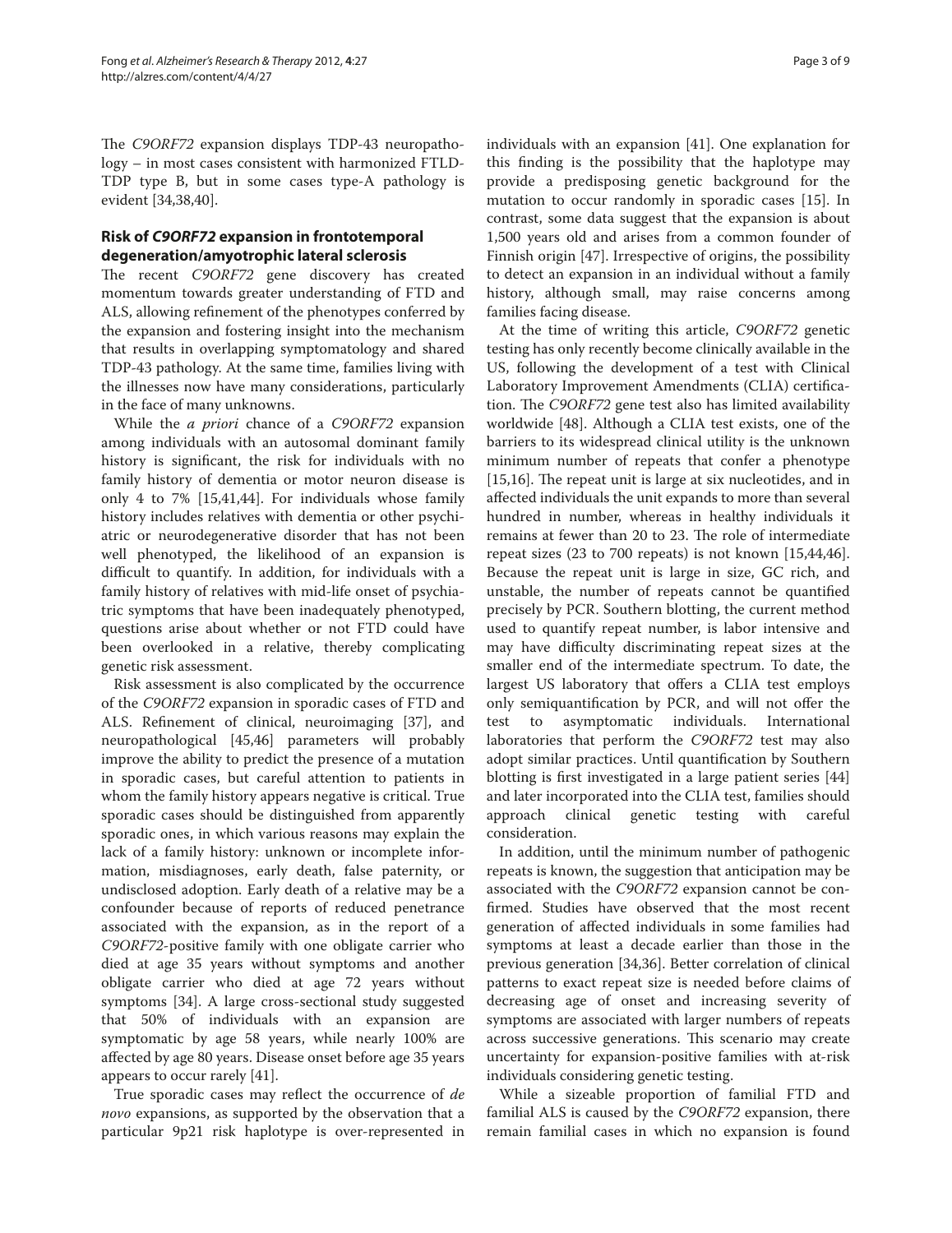The *C9ORF72* expansion displays TDP-43 neuropathology – in most cases consistent with harmonized FTLD-TDP type B, but in some cases type-A pathology is evident [34,38,40].

## Risk of *C9ORF72* expansion in frontotemporal degeneration/amyotrophic lateral sclerosis

The recent *C9ORF72* gene discovery has created momentum towards greater understanding of FTD and ALS, allowing refinement of the phenotypes conferred by the expansion and fostering insight into the mechanism that results in overlapping symptomatology and shared TDP-43 pathology. At the same time, families living with the illnesses now have many considerations, particularly in the face of many unknowns.

While the *a priori* chance of a *C9ORF72* expansion among individuals with an autosomal dominant family history is significant, the risk for individuals with no family history of dementia or motor neuron disease is only 4 to 7% [15,41,44]. For individuals whose family history includes relatives with dementia or other psychiatric or neurodegenerative disorder that has not been well phenotyped, the likelihood of an expansion is difficult to quantify. In addition, for individuals with a family history of relatives with mid-life onset of psychiatric symptoms that have been inadequately phenotyped, questions arise about whether or not FTD could have been overlooked in a relative, thereby complicating genetic risk assessment.

Risk assessment is also complicated by the occurrence of the *C9ORF72* expansion in sporadic cases of FTD and ALS. Refinement of clinical, neuroimaging [37], and neuropathological [45,46] parameters will probably improve the ability to predict the presence of a mutation in sporadic cases, but careful attention to patients in whom the family history appears negative is critical. True sporadic cases should be distinguished from apparently sporadic ones, in which various reasons may explain the lack of a family history: unknown or incomplete information, misdiagnoses, early death, false paternity, or undisclosed adoption. Early death of a relative may be a confounder because of reports of reduced penetrance associated with the expansion, as in the report of a *C9ORF72*-positive family with one obligate carrier who died at age 35 years without symptoms and another obligate carrier who died at age 72 years without symptoms [34]. A large cross-sectional study suggested that 50% of individuals with an expansion are symptomatic by age 58 years, while nearly 100% are affected by age 80 years. Disease onset before age 35 years appears to occur rarely [41].

True sporadic cases may reflect the occurrence of *de novo* expansions, as supported by the observation that a particular 9p21 risk haplotype is over-represented in individuals with an expansion [41]. One explanation for this finding is the possibility that the haplotype may provide a predisposing genetic background for the mutation to occur randomly in sporadic cases [15]. In contrast, some data suggest that the expansion is about 1,500 years old and arises from a common founder of Finnish origin [47]. Irrespective of origins, the possibility to detect an expansion in an individual without a family history, although small, may raise concerns among families facing disease.

At the time of writing this article, *C9ORF72* genetic testing has only recently become clinically available in the US, following the development of a test with Clinical Laboratory Improvement Amendments (CLIA) certification. The *C9ORF72* gene test also has limited availability worldwide [48]. Although a CLIA test exists, one of the barriers to its widespread clinical utility is the unknown minimum number of repeats that confer a phenotype [15,16]. The repeat unit is large at six nucleotides, and in affected individuals the unit expands to more than several hundred in number, whereas in healthy individuals it remains at fewer than 20 to 23. The role of intermediate repeat sizes (23 to 700 repeats) is not known [15,44,46]. Because the repeat unit is large in size, GC rich, and unstable, the number of repeats cannot be quantified precisely by PCR. Southern blotting, the current method used to quantify repeat number, is labor intensive and may have difficulty discriminating repeat sizes at the smaller end of the intermediate spectrum. To date, the largest US laboratory that offers a CLIA test employs only semiquantification by PCR, and will not offer the test to asymptomatic individuals. International laboratories that perform the *C9ORF72* test may also adopt similar practices. Until quantification by Southern blotting is first investigated in a large patient series [44] and later incorporated into the CLIA test, families should approach clinical genetic testing with careful consideration.

In addition, until the minimum number of pathogenic repeats is known, the suggestion that anticipation may be associated with the *C9ORF72* expansion cannot be confirmed. Studies have observed that the most recent generation of affected individuals in some families had symptoms at least a decade earlier than those in the previous generation [34,36]. Better correlation of clinical patterns to exact repeat size is needed before claims of decreasing age of onset and increasing severity of symptoms are associated with larger numbers of repeats across successive generations. This scenario may create uncertainty for expansion-positive families with at-risk individuals considering genetic testing.

While a sizeable proportion of familial FTD and familial ALS is caused by the *C9ORF72* expansion, there remain familial cases in which no expansion is found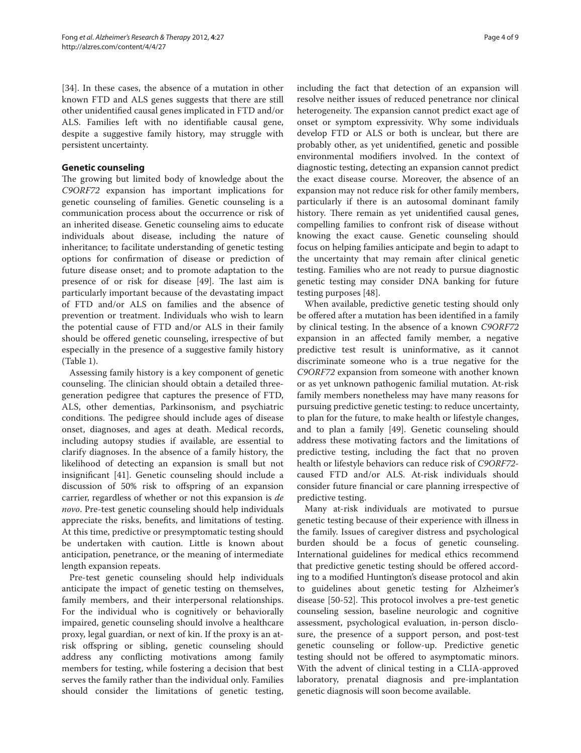[34]. In these cases, the absence of a mutation in other known FTD and ALS genes suggests that there are still other unidentified causal genes implicated in FTD and/or ALS. Families left with no identifiable causal gene, despite a suggestive family history, may struggle with persistent uncertainty.

## Genetic counseling

The growing but limited body of knowledge about the *C9ORF72* expansion has important implications for genetic counseling of families. Genetic counseling is a communication process about the occurrence or risk of an inherited disease. Genetic counseling aims to educate individuals about disease, including the nature of inheritance; to facilitate understanding of genetic testing options for confirmation of disease or prediction of future disease onset; and to promote adaptation to the presence of or risk for disease [49]. The last aim is particularly important because of the devastating impact of FTD and/or ALS on families and the absence of prevention or treatment. Individuals who wish to learn the potential cause of FTD and/or ALS in their family should be offered genetic counseling, irrespective of but especially in the presence of a suggestive family history (Table 1).

Assessing family history is a key component of genetic counseling. The clinician should obtain a detailed three-generation pedigree that captures the presence of FTD, ALS, other dementias, Parkinsonism, and psychiatric conditions. The pedigree should include ages of disease onset, diagnoses, and ages at death. Medical records, including autopsy studies if available, are essential to clarify diagnoses. In the absence of a family history, the likelihood of detecting an expansion is small but not insignificant [41]. Genetic counseling should include a discussion of 50% risk to offspring of an expansion carrier, regardless of whether or not this expansion is *de novo*. Pre-test genetic counseling should help individuals appreciate the risks, benefits, and limitations of testing. At this time, predictive or presymptomatic testing should be undertaken with caution. Little is known about anticipation, penetrance, or the meaning of intermediate length expansion repeats.

Pre-test genetic counseling should help individuals anticipate the impact of genetic testing on themselves, family members, and their interpersonal relationships. For the individual who is cognitively or behaviorally impaired, genetic counseling should involve a healthcare proxy, legal guardian, or next of kin. If the proxy is an at-risk offspring or sibling, genetic counseling should address any conflicting motivations among family members for testing, while fostering a decision that best serves the family rather than the individual only. Families should consider the limitations of genetic testing, including the fact that detection of an expansion will resolve neither issues of reduced penetrance nor clinical heterogeneity. The expansion cannot predict exact age of onset or symptom expressivity. Why some individuals develop FTD or ALS or both is unclear, but there are probably other, as yet unidentified, genetic and possible environmental modifiers involved. In the context of diagnostic testing, detecting an expansion cannot predict the exact disease course. Moreover, the absence of an expansion may not reduce risk for other family members, particularly if there is an autosomal dominant family history. There remain as yet unidentified causal genes, compelling families to confront risk of disease without knowing the exact cause. Genetic counseling should focus on helping families anticipate and begin to adapt to the uncertainty that may remain after clinical genetic testing. Families who are not ready to pursue diagnostic genetic testing may consider DNA banking for future testing purposes [48].

When available, predictive genetic testing should only be offered after a mutation has been identified in a family by clinical testing. In the absence of a known *C9ORF72* expansion in an affected family member, a negative predictive test result is uninformative, as it cannot discriminate someone who is a true negative for the *C9ORF72* expansion from someone with another known or as yet unknown pathogenic familial mutation. At-risk family members nonetheless may have many reasons for pursuing predictive genetic testing: to reduce uncertainty, to plan for the future, to make health or lifestyle changes, and to plan a family [49]. Genetic counseling should address these motivating factors and the limitations of predictive testing, including the fact that no proven health or lifestyle behaviors can reduce risk of *C9ORF72*-caused FTD and/or ALS. At-risk individuals should consider future financial or care planning irrespective of predictive testing.

Many at-risk individuals are motivated to pursue genetic testing because of their experience with illness in the family. Issues of caregiver distress and psychological burden should be a focus of genetic counseling. International guidelines for medical ethics recommend that predictive genetic testing should be offered according to a modified Huntington's disease protocol and akin to guidelines about genetic testing for Alzheimer's disease [50-52]. This protocol involves a pre-test genetic counseling session, baseline neurologic and cognitive assessment, psychological evaluation, in-person disclosure, the presence of a support person, and post-test genetic counseling or follow-up. Predictive genetic testing should not be offered to asymptomatic minors. With the advent of clinical testing in a CLIA-approved laboratory, prenatal diagnosis and pre-implantation genetic diagnosis will soon become available.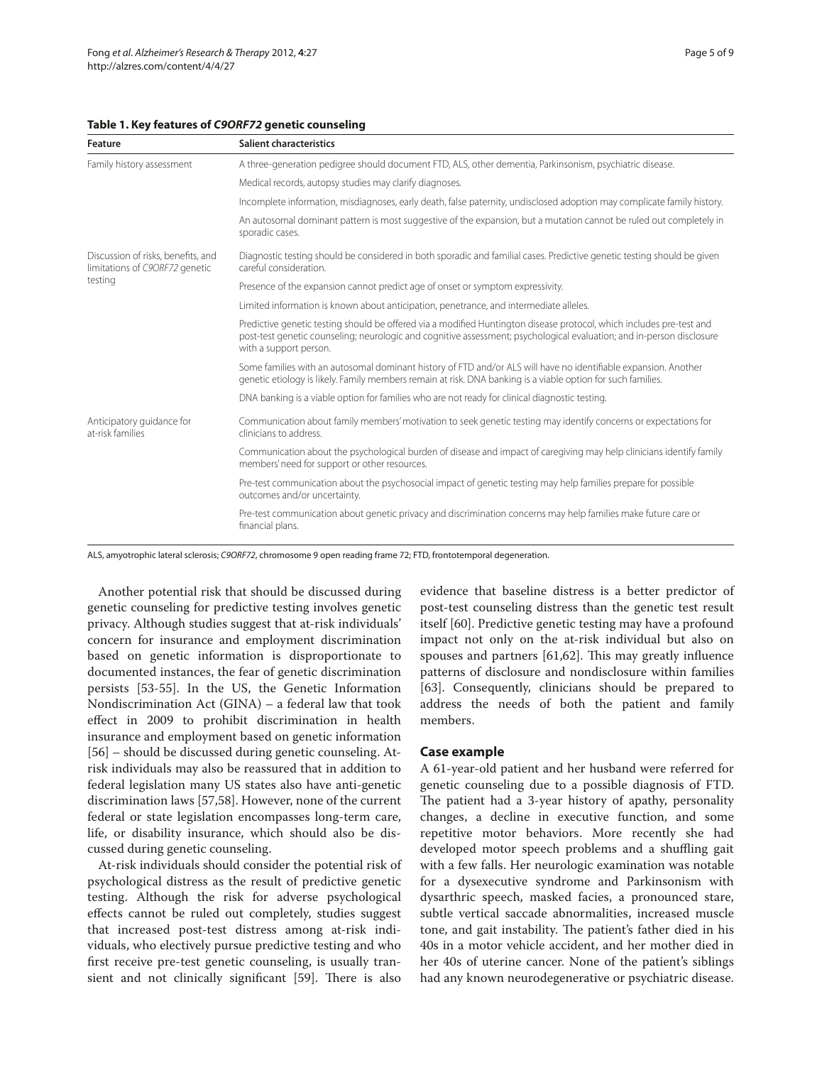**Table 1. Key features of *C9ORF72* genetic counseling**

| Feature | Salient characteristics |
| --- | --- |
| Family history assessment | A three-generation pedigree should document FTD, ALS, other dementia, Parkinsonism, psychiatric disease. |
| | Medical records, autopsy studies may clarify diagnoses. |
| | Incomplete information, misdiagnoses, early death, false paternity, undisclosed adoption may complicate family history. |
| | An autosomal dominant pattern is most suggestive of the expansion, but a mutation cannot be ruled out completely in sporadic cases. |
| Discussion of risks, benefits, and limitations of *C9ORF72* genetic testing | Diagnostic testing should be considered in both sporadic and familial cases. Predictive genetic testing should be given careful consideration. |
| | Presence of the expansion cannot predict age of onset or symptom expressivity. |
| | Limited information is known about anticipation, penetrance, and intermediate alleles. |
| | Predictive genetic testing should be offered via a modified Huntington disease protocol, which includes pre-test and post-test genetic counseling; neurologic and cognitive assessment; psychological evaluation; and in-person disclosure with a support person. |
| | Some families with an autosomal dominant history of FTD and/or ALS will have no identifiable expansion. Another genetic etiology is likely. Family members remain at risk. DNA banking is a viable option for such families. |
| | DNA banking is a viable option for families who are not ready for clinical diagnostic testing. |
| Anticipatory guidance for at-risk families | Communication about family members' motivation to seek genetic testing may identify concerns or expectations for clinicians to address. |
| | Communication about the psychological burden of disease and impact of caregiving may help clinicians identify family members' need for support or other resources. |
| | Pre-test communication about the psychosocial impact of genetic testing may help families prepare for possible outcomes and/or uncertainty. |
| | Pre-test communication about genetic privacy and discrimination concerns may help families make future care or financial plans. |

ALS, amyotrophic lateral sclerosis; *C9ORF72*, chromosome 9 open reading frame 72; FTD, frontotemporal degeneration.

Another potential risk that should be discussed during genetic counseling for predictive testing involves genetic privacy. Although studies suggest that at-risk individuals' concern for insurance and employment discrimination based on genetic information is disproportionate to documented instances, the fear of genetic discrimination persists [53-55]. In the US, the Genetic Information Nondiscrimination Act (GINA) – a federal law that took effect in 2009 to prohibit discrimination in health insurance and employment based on genetic information [56] – should be discussed during genetic counseling. At-risk individuals may also be reassured that in addition to federal legislation many US states also have anti-genetic discrimination laws [57,58]. However, none of the current federal or state legislation encompasses long-term care, life, or disability insurance, which should also be discussed during genetic counseling.

At-risk individuals should consider the potential risk of psychological distress as the result of predictive genetic testing. Although the risk for adverse psychological effects cannot be ruled out completely, studies suggest that increased post-test distress among at-risk individuals, who electively pursue predictive testing and who first receive pre-test genetic counseling, is usually transient and not clinically significant [59]. There is also evidence that baseline distress is a better predictor of post-test counseling distress than the genetic test result itself [60]. Predictive genetic testing may have a profound impact not only on the at-risk individual but also on spouses and partners [61,62]. This may greatly influence patterns of disclosure and nondisclosure within families [63]. Consequently, clinicians should be prepared to address the needs of both the patient and family members.

## Case example

A 61-year-old patient and her husband were referred for genetic counseling due to a possible diagnosis of FTD. The patient had a 3-year history of apathy, personality changes, a decline in executive function, and some repetitive motor behaviors. More recently she had developed motor speech problems and a shuffling gait with a few falls. Her neurologic examination was notable for a dysexecutive syndrome and Parkinsonism with dysarthric speech, masked facies, a pronounced stare, subtle vertical saccade abnormalities, increased muscle tone, and gait instability. The patient's father died in his 40s in a motor vehicle accident, and her mother died in her 40s of uterine cancer. None of the patient's siblings had any known neurodegenerative or psychiatric disease.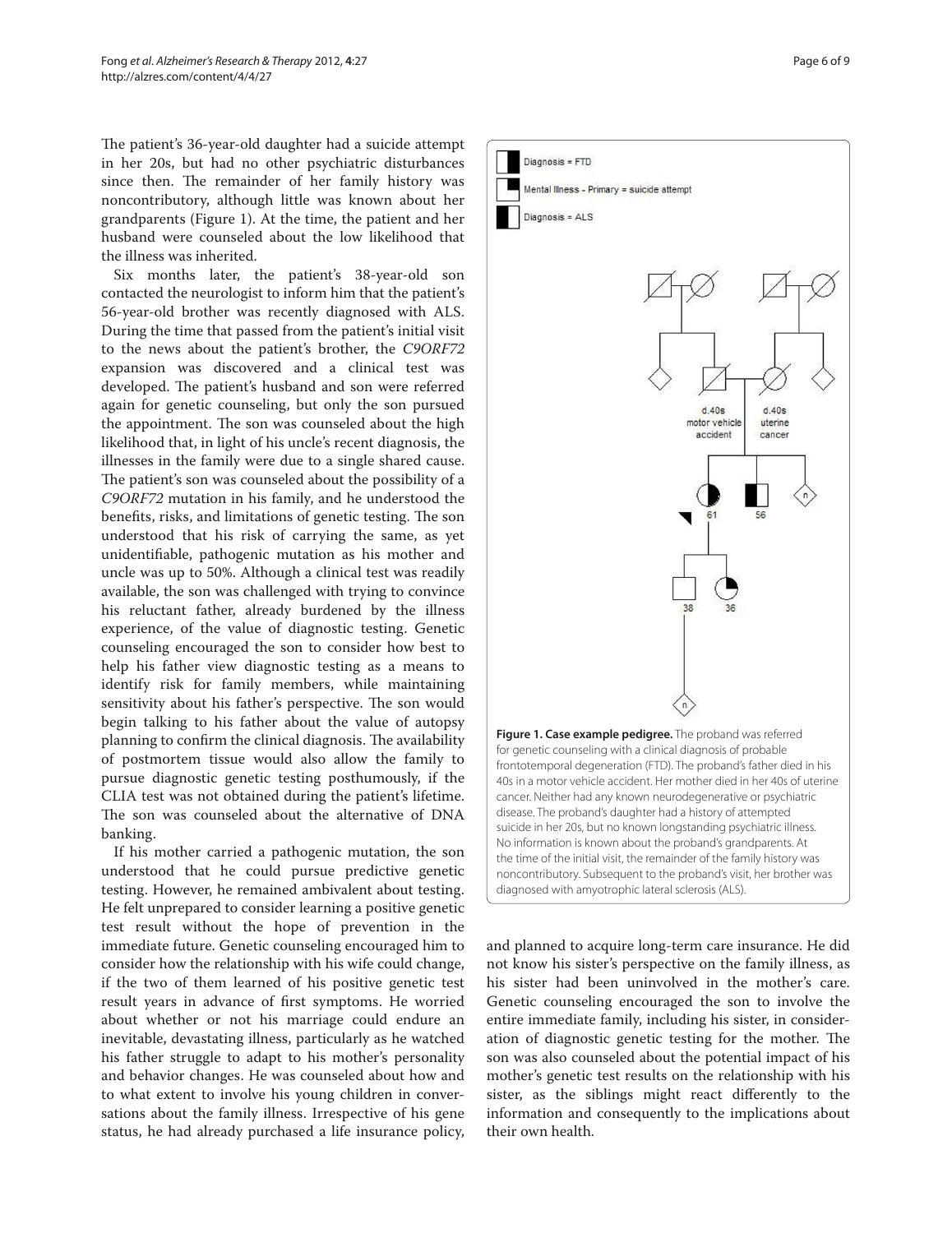The patient's 36-year-old daughter had a suicide attempt in her 20s, but had no other psychiatric disturbances since then. The remainder of her family history was noncontributory, although little was known about her grandparents (Figure 1). At the time, the patient and her husband were counseled about the low likelihood that the illness was inherited.

Six months later, the patient's 38-year-old son contacted the neurologist to inform him that the patient's 56-year-old brother was recently diagnosed with ALS. During the time that passed from the patient's initial visit to the news about the patient's brother, the *C9ORF72* expansion was discovered and a clinical test was developed. The patient's husband and son were referred again for genetic counseling, but only the son pursued the appointment. The son was counseled about the high likelihood that, in light of his uncle's recent diagnosis, the illnesses in the family were due to a single shared cause. The patient's son was counseled about the possibility of a *C9ORF72* mutation in his family, and he understood the benefits, risks, and limitations of genetic testing. The son understood that his risk of carrying the same, as yet unidentifiable, pathogenic mutation as his mother and uncle was up to 50%. Although a clinical test was readily available, the son was challenged with trying to convince his reluctant father, already burdened by the illness experience, of the value of diagnostic testing. Genetic counseling encouraged the son to consider how best to help his father view diagnostic testing as a means to identify risk for family members, while maintaining sensitivity about his father's perspective. The son would begin talking to his father about the value of autopsy planning to confirm the clinical diagnosis. The availability of postmortem tissue would also allow the family to pursue diagnostic genetic testing posthumously, if the CLIA test was not obtained during the patient's lifetime. The son was counseled about the alternative of DNA banking.

If his mother carried a pathogenic mutation, the son understood that he could pursue predictive genetic testing. However, he remained ambivalent about testing. He felt unprepared to consider learning a positive genetic test result without the hope of prevention in the immediate future. Genetic counseling encouraged him to consider how the relationship with his wife could change, if the two of them learned of his positive genetic test result years in advance of first symptoms. He worried about whether or not his marriage could endure an inevitable, devastating illness, particularly as he watched his father struggle to adapt to his mother's personality and behavior changes. He was counseled about how and to what extent to involve his young children in conversations about the family illness. Irrespective of his gene status, he had already purchased a life insurance policy, and planned to acquire long-term care insurance. He did not know his sister's perspective on the family illness, as his sister had been uninvolved in the mother's care. Genetic counseling encouraged the son to involve the entire immediate family, including his sister, in consideration of diagnostic genetic testing for the mother. The son was also counseled about the potential impact of his mother's genetic test results on the relationship with his sister, as the siblings might react differently to the information and consequently to the implications about their own health.

**Figure 1. Case example pedigree.** The proband was referred for genetic counseling with a clinical diagnosis of probable frontotemporal degeneration (FTD). The proband's father died in his 40s in a motor vehicle accident. Her mother died in her 40s of uterine cancer. Neither had any known neurodegenerative or psychiatric disease. The proband's daughter had a history of attempted suicide in her 20s, but no known longstanding psychiatric illness. No information is known about the proband's grandparents. At the time of the initial visit, the remainder of the family history was noncontributory. Subsequent to the proband's visit, her brother was diagnosed with amyotrophic lateral sclerosis (ALS).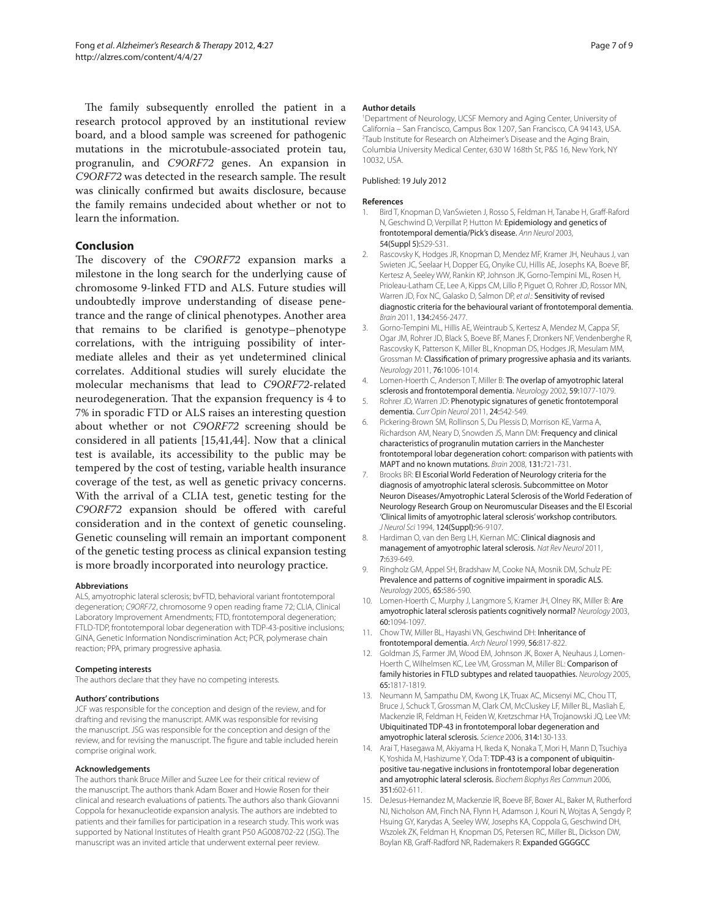The family subsequently enrolled the patient in a research protocol approved by an institutional review board, and a blood sample was screened for pathogenic mutations in the microtubule-associated protein tau, progranulin, and *C9ORF72* genes. An expansion in *C9ORF72* was detected in the research sample. The result was clinically confirmed but awaits disclosure, because the family remains undecided about whether or not to learn the information.

## Conclusion

The discovery of the *C9ORF72* expansion marks a milestone in the long search for the underlying cause of chromosome 9-linked FTD and ALS. Future studies will undoubtedly improve understanding of disease penetrance and the range of clinical phenotypes. Another area that remains to be clarified is genotype–phenotype correlations, with the intriguing possibility of intermediate alleles and their as yet undetermined clinical correlates. Additional studies will surely elucidate the molecular mechanisms that lead to *C9ORF72*-related neurodegeneration. That the expansion frequency is 4 to 7% in sporadic FTD or ALS raises an interesting question about whether or not *C9ORF72* screening should be considered in all patients [15,41,44]. Now that a clinical test is available, its accessibility to the public may be tempered by the cost of testing, variable health insurance coverage of the test, as well as genetic privacy concerns. With the arrival of a CLIA test, genetic testing for the *C9ORF72* expansion should be offered with careful consideration and in the context of genetic counseling. Genetic counseling will remain an important component of the genetic testing process as clinical expansion testing is more broadly incorporated into neurology practice.

#### Abbreviations

ALS, amyotrophic lateral sclerosis; bvFTD, behavioral variant frontotemporal degeneration; *C9ORF72*, chromosome 9 open reading frame 72; CLIA, Clinical Laboratory Improvement Amendments; FTD, frontotemporal degeneration; FTLD-TDP, frontotemporal lobar degeneration with TDP-43-positive inclusions; GINA, Genetic Information Nondiscrimination Act; PCR, polymerase chain reaction; PPA, primary progressive aphasia.

#### Competing interests

The authors declare that they have no competing interests.

#### Authors' contributions

JCF was responsible for the conception and design of the review, and for drafting and revising the manuscript. AMK was responsible for revising the manuscript. JSG was responsible for the conception and design of the review, and for revising the manuscript. The figure and table included herein comprise original work.

#### Acknowledgements

The authors thank Bruce Miller and Suzee Lee for their critical review of the manuscript. The authors thank Adam Boxer and Howie Rosen for their clinical and research evaluations of patients. The authors also thank Giovanni Coppola for hexanucleotide expansion analysis. The authors are indebted to patients and their families for participation in a research study. This work was supported by National Institutes of Health grant P50 AG008702-22 (JSG). The manuscript was an invited article that underwent external peer review.

#### Author details

[1]Department of Neurology, UCSF Memory and Aging Center, University of California – San Francisco, Campus Box 1207, San Francisco, CA 94143, USA. [2]Taub Institute for Research on Alzheimer's Disease and the Aging Brain, Columbia University Medical Center, 630 W 168th St, P&S 16, New York, NY 10032, USA.

Published: 19 July 2012

#### References

1. Bird T, Knopman D, VanSwieten J, Rosso S, Feldman H, Tanabe H, Graff-Raford N, Geschwind D, Verpillat P, Hutton M: **Epidemiology and genetics of frontotemporal dementia/Pick's disease.** *Ann Neurol* 2003, **54(Suppl 5):**S29-S31.
2. Rascovsky K, Hodges JR, Knopman D, Mendez MF, Kramer JH, Neuhaus J, van Swieten JC, Seelaar H, Dopper EG, Onyike CU, Hillis AE, Josephs KA, Boeve BF, Kertesz A, Seeley WW, Rankin KP, Johnson JK, Gorno-Tempini ML, Rosen H, Prioleau-Latham CE, Lee A, Kipps CM, Lillo P, Piguet O, Rohrer JD, Rossor MN, Warren JD, Fox NC, Galasko D, Salmon DP, *et al.*: **Sensitivity of revised diagnostic criteria for the behavioural variant of frontotemporal dementia.** *Brain* 2011, **134:**2456-2477.
3. Gorno-Tempini ML, Hillis AE, Weintraub S, Kertesz A, Mendez M, Cappa SF, Ogar JM, Rohrer JD, Black S, Boeve BF, Manes F, Dronkers NF, Vandenberghe R, Rascovsky K, Patterson K, Miller BL, Knopman DS, Hodges JR, Mesulam MM, Grossman M: **Classification of primary progressive aphasia and its variants.** *Neurology* 2011, **76:**1006-1014.
4. Lomen-Hoerth C, Anderson T, Miller B: **The overlap of amyotrophic lateral sclerosis and frontotemporal dementia.** *Neurology* 2002, **59:**1077-1079.
5. Rohrer JD, Warren JD: **Phenotypic signatures of genetic frontotemporal dementia.** *Curr Opin Neurol* 2011, **24:**542-549.
6. Pickering-Brown SM, Rollinson S, Du Plessis D, Morrison KE, Varma A, Richardson AM, Neary D, Snowden JS, Mann DM: **Frequency and clinical characteristics of progranulin mutation carriers in the Manchester frontotemporal lobar degeneration cohort: comparison with patients with MAPT and no known mutations.** *Brain* 2008, **131:**721-731.
7. Brooks BR: **El Escorial World Federation of Neurology criteria for the diagnosis of amyotrophic lateral sclerosis. Subcommittee on Motor Neuron Diseases/Amyotrophic Lateral Sclerosis of the World Federation of Neurology Research Group on Neuromuscular Diseases and the El Escorial 'Clinical limits of amyotrophic lateral sclerosis' workshop contributors.** *J Neurol Sci* 1994, **124(Suppl):**96-9107.
8. Hardiman O, van den Berg LH, Kiernan MC: **Clinical diagnosis and management of amyotrophic lateral sclerosis.** *Nat Rev Neurol* 2011, **7:**639-649.
9. Ringholz GM, Appel SH, Bradshaw M, Cooke NA, Mosnik DM, Schulz PE: **Prevalence and patterns of cognitive impairment in sporadic ALS.** *Neurology* 2005, **65:**586-590.
10. Lomen-Hoerth C, Murphy J, Langmore S, Kramer JH, Olney RK, Miller B: **Are amyotrophic lateral sclerosis patients cognitively normal?** *Neurology* 2003, **60:**1094-1097.
11. Chow TW, Miller BL, Hayashi VN, Geschwind DH: **Inheritance of frontotemporal dementia.** *Arch Neurol* 1999, **56:**817-822.
12. Goldman JS, Farmer JM, Wood EM, Johnson JK, Boxer A, Neuhaus J, Lomen-Hoerth C, Wilhelmsen KC, Lee VM, Grossman M, Miller BL: **Comparison of family histories in FTLD subtypes and related tauopathies.** *Neurology* 2005, **65:**1817-1819.
13. Neumann M, Sampathu DM, Kwong LK, Truax AC, Micsenyi MC, Chou TT, Bruce J, Schuck T, Grossman M, Clark CM, McCluskey LF, Miller BL, Masliah E, Mackenzie IR, Feldman H, Feiden W, Kretzschmar HA, Trojanowski JQ, Lee VM: **Ubiquitinated TDP-43 in frontotemporal lobar degeneration and amyotrophic lateral sclerosis.** *Science* 2006, **314:**130-133.
14. Arai T, Hasegawa M, Akiyama H, Ikeda K, Nonaka T, Mori H, Mann D, Tsuchiya K, Yoshida M, Hashizume Y, Oda T: **TDP-43 is a component of ubiquitin-positive tau-negative inclusions in frontotemporal lobar degeneration and amyotrophic lateral sclerosis.** *Biochem Biophys Res Commun* 2006, **351:**602-611.
15. DeJesus-Hernandez M, Mackenzie IR, Boeve BF, Boxer AL, Baker M, Rutherford NJ, Nicholson AM, Finch NA, Flynn H, Adamson J, Kouri N, Wojtas A, Sengdy P, Hsiung GY, Karydas A, Seeley WW, Josephs KA, Coppola G, Geschwind DH, Wszolek ZK, Feldman H, Knopman DS, Petersen RC, Miller BL, Dickson DW, Boylan KB, Graff-Radford NR, Rademakers R: **Expanded GGGGCC**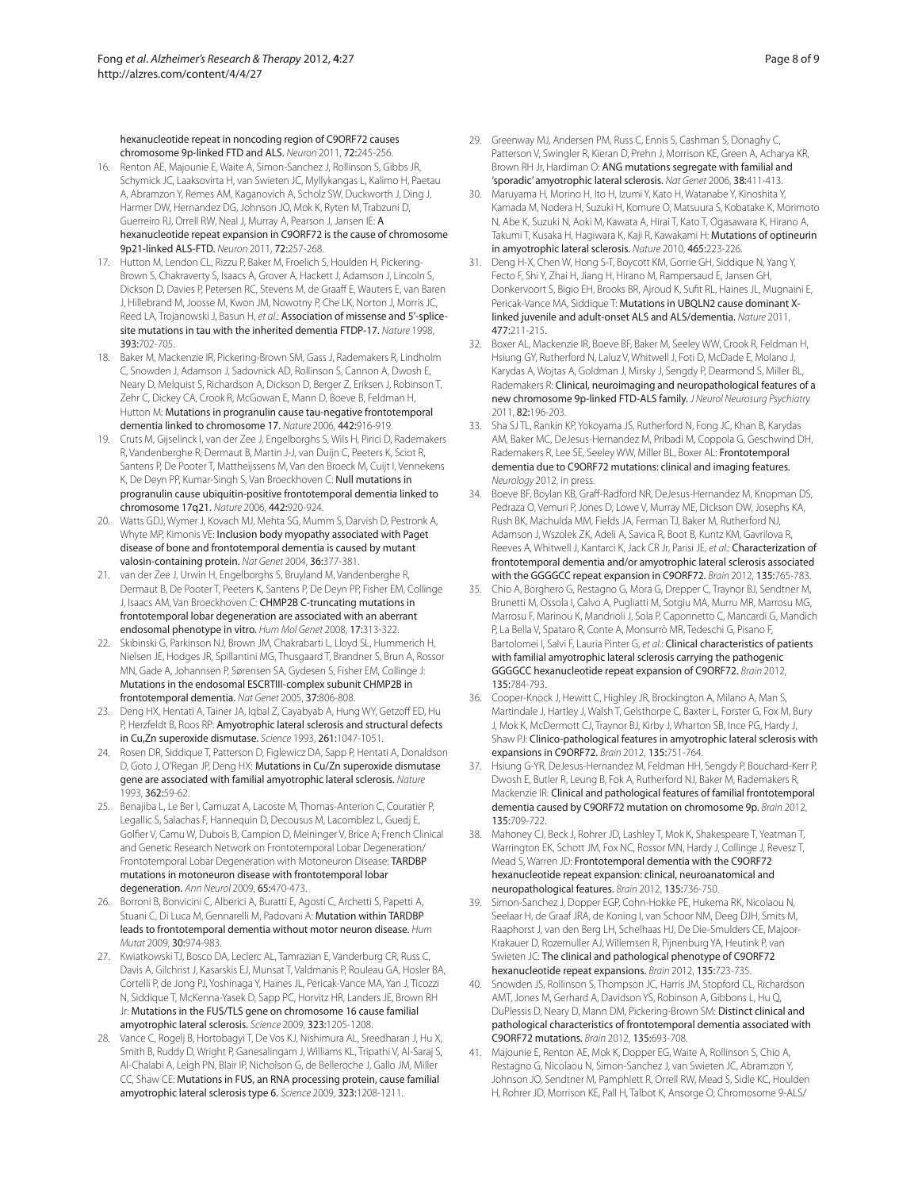hexanucleotide repeat in noncoding region of C9ORF72 causes chromosome 9p-linked FTD and ALS. *Neuron* 2011, **72:**245-256.

16. Renton AE, Majounie E, Waite A, Simon-Sanchez J, Rollinson S, Gibbs JR, Schymick JC, Laaksovirta H, van Swieten JC, Myllykangas L, Kalimo H, Paetau A, Abramzon Y, Remes AM, Kaganovich A, Scholz SW, Duckworth J, Ding J, Harmer DW, Hernandez DG, Johnson JO, Mok K, Ryten M, Trabzuni D, Guerreiro RJ, Orrell RW, Neal J, Murray A, Pearson J, Jansen IE: A hexanucleotide repeat expansion in C9ORF72 is the cause of chromosome 9p21-linked ALS-FTD. *Neuron* 2011, **72:**257-268.
17. Hutton M, Lendon CL, Rizzu P, Baker M, Froelich S, Houlden H, Pickering-Brown S, Chakraverty S, Isaacs A, Grover A, Hackett J, Adamson J, Lincoln S, Dickson D, Davies P, Petersen RC, Stevens M, de Graaff E, Wauters E, van Baren J, Hillebrand M, Joosse M, Kwon JM, Nowotny P, Che LK, Norton J, Morris JC, Reed LA, Trojanowski J, Basun H, *et al.*: Association of missense and 5'-splice-site mutations in tau with the inherited dementia FTDP-17. *Nature* 1998, **393:**702-705.
18. Baker M, Mackenzie IR, Pickering-Brown SM, Gass J, Rademakers R, Lindholm C, Snowden J, Adamson J, Sadovnick AD, Rollinson S, Cannon A, Dwosh E, Neary D, Melquist S, Richardson A, Dickson D, Berger Z, Eriksen J, Robinson T, Zehr C, Dickey CA, Crook R, McGowan E, Mann D, Boeve B, Feldman H, Hutton M: Mutations in progranulin cause tau-negative frontotemporal dementia linked to chromosome 17. *Nature* 2006, **442:**916-919.
19. Cruts M, Gijselinck I, van der Zee J, Engelborghs S, Wils H, Pirici D, Rademakers R, Vandenberghe R, Dermaut B, Martin J-J, van Duijn C, Peeters K, Sciot R, Santens P, De Pooter T, Mattheijssens M, Van den Broeck M, Cuijt I, Vennekens K, De Deyn PP, Kumar-Singh S, Van Broeckhoven C: Null mutations in progranulin cause ubiquitin-positive frontotemporal dementia linked to chromosome 17q21. *Nature* 2006, **442:**920-924.
20. Watts GDJ, Wymer J, Kovach MJ, Mehta SG, Mumm S, Darvish D, Pestronk A, Whyte MP, Kimonis VE: Inclusion body myopathy associated with Paget disease of bone and frontotemporal dementia is caused by mutant valosin-containing protein. *Nat Genet* 2004, **36:**377-381.
21. van der Zee J, Urwin H, Engelborghs S, Bruyland M, Vandenberghe R, Dermaut B, De Pooter T, Peeters K, Santens P, De Deyn PP, Fisher EM, Collinge J, Isaacs AM, Van Broeckhoven C: CHMP2B C-truncating mutations in frontotemporal lobar degeneration are associated with an aberrant endosomal phenotype in vitro. *Hum Mol Genet* 2008, **17:**313-322.
22. Skibinski G, Parkinson NJ, Brown JM, Chakrabarti L, Lloyd SL, Hummerich H, Nielsen JE, Hodges JR, Spillantini MG, Thusgaard T, Brandner S, Brun A, Rossor MN, Gade A, Johannsen P, Sørensen SA, Gydesen S, Fisher EM, Collinge J: Mutations in the endosomal ESCRTIII-complex subunit CHMP2B in frontotemporal dementia. *Nat Genet* 2005, **37:**806-808.
23. Deng HX, Hentati A, Tainer JA, Iqbal Z, Cayabyab A, Hung WY, Getzoff ED, Hu P, Herzfeldt B, Roos RP: Amyotrophic lateral sclerosis and structural defects in Cu,Zn superoxide dismutase. *Science* 1993, **261:**1047-1051.
24. Rosen DR, Siddique T, Patterson D, Figlewicz DA, Sapp P, Hentati A, Donaldson D, Goto J, O'Regan JP, Deng HX: Mutations in Cu/Zn superoxide dismutase gene are associated with familial amyotrophic lateral sclerosis. *Nature* 1993, **362:**59-62.
25. Benajiba L, Le Ber I, Camuzat A, Lacoste M, Thomas-Anterion C, Couratier P, Legallic S, Salachas F, Hannequin D, Decousus M, Lacomblez L, Guedj E, Golfier V, Camu W, Dubois B, Campion D, Meininger V, Brice A; French Clinical and Genetic Research Network on Frontotemporal Lobar Degeneration/Frontotemporal Lobar Degeneration with Motoneuron Disease: TARDBP mutations in motoneuron disease with frontotemporal lobar degeneration. *Ann Neurol* 2009, **65:**470-473.
26. Borroni B, Bonvicini C, Alberici A, Buratti E, Agosti C, Archetti S, Papetti A, Stuani C, Di Luca M, Gennarelli M, Padovani A: Mutation within TARDBP leads to frontotemporal dementia without motor neuron disease. *Hum Mutat* 2009, **30:**974-983.
27. Kwiatkowski TJ, Bosco DA, Leclerc AL, Tamrazian E, Vanderburg CR, Russ C, Davis A, Gilchrist J, Kasarskis EJ, Munsat T, Valdmanis P, Rouleau GA, Hosler BA, Cortelli P, de Jong PJ, Yoshinaga Y, Haines JL, Pericak-Vance MA, Yan J, Ticozzi N, Siddique T, McKenna-Yasek D, Sapp PC, Horvitz HR, Landers JE, Brown RH Jr: Mutations in the FUS/TLS gene on chromosome 16 cause familial amyotrophic lateral sclerosis. *Science* 2009, **323:**1205-1208.
28. Vance C, Rogelj B, Hortobagyi T, De Vos KJ, Nishimura AL, Sreedharan J, Hu X, Smith B, Ruddy D, Wright P, Ganesalingam J, Williams KL, Tripathi V, Al-Saraj S, Al-Chalabi A, Leigh PN, Blair IP, Nicholson G, de Belleroche J, Gallo JM, Miller CC, Shaw CE: Mutations in FUS, an RNA processing protein, cause familial amyotrophic lateral sclerosis type 6. *Science* 2009, **323:**1208-1211.
29. Greenway MJ, Andersen PM, Russ C, Ennis S, Cashman S, Donaghy C, Patterson V, Swingler R, Kieran D, Prehn J, Morrison KE, Green A, Acharya KR, Brown RH Jr, Hardiman O: ANG mutations segregate with familial and 'sporadic' amyotrophic lateral sclerosis. *Nat Genet* 2006, **38:**411-413.
30. Maruyama H, Morino H, Ito H, Izumi Y, Kato H, Watanabe Y, Kinoshita Y, Kamada M, Nodera H, Suzuki H, Komure O, Matsuura S, Kobatake K, Morimoto N, Abe K, Suzuki N, Aoki M, Kawata A, Hirai T, Kato T, Ogasawara K, Hirano A, Takumi T, Kusaka H, Hagiwara K, Kaji R, Kawakami H: Mutations of optineurin in amyotrophic lateral sclerosis. *Nature* 2010, **465:**223-226.
31. Deng H-X, Chen W, Hong S-T, Boycott KM, Gorrie GH, Siddique N, Yang Y, Fecto F, Shi Y, Zhai H, Jiang H, Hirano M, Rampersaud E, Jansen GH, Donkervoort S, Bigio EH, Brooks BR, Ajroud K, Sufit RL, Haines JL, Mugnaini E, Pericak-Vance MA, Siddique T: Mutations in UBQLN2 cause dominant X-linked juvenile and adult-onset ALS and ALS/dementia. *Nature* 2011, **477:**211-215.
32. Boxer AL, Mackenzie IR, Boeve BF, Baker M, Seeley WW, Crook R, Feldman H, Hsiung GY, Rutherford N, Laluz V, Whitwell J, Foti D, McDade E, Molano J, Karydas A, Wojtas A, Goldman J, Mirsky J, Sengdy P, Dearmond S, Miller BL, Rademakers R: Clinical, neuroimaging and neuropathological features of a new chromosome 9p-linked FTD-ALS family. *J Neurol Neurosurg Psychiatry* 2011, **82:**196-203.
33. Sha SJ TL, Rankin KP, Yokoyama JS, Rutherford N, Fong JC, Khan B, Karydas AM, Baker MC, DeJesus-Hernandez M, Pribadi M, Coppola G, Geschwind DH, Rademakers R, Lee SE, Seeley WW, Miller BL, Boxer AL: Frontotemporal dementia due to C9ORF72 mutations: clinical and imaging features. *Neurology* 2012, in press.
34. Boeve BF, Boylan KB, Graff-Radford NR, DeJesus-Hernandez M, Knopman DS, Pedraza O, Vemuri P, Jones D, Lowe V, Murray ME, Dickson DW, Josephs KA, Rush BK, Machulda MM, Fields JA, Ferman TJ, Baker M, Rutherford NJ, Adamson J, Wszolek ZK, Adeli A, Savica R, Boot B, Kuntz KM, Gavrilova R, Reeves A, Whitwell J, Kantarci K, Jack CR Jr, Parisi JE, *et al.*: Characterization of frontotemporal dementia and/or amyotrophic lateral sclerosis associated with the GGGGCC repeat expansion in C9ORF72. *Brain* 2012, **135:**765-783.
35. Chio A, Borghero G, Restagno G, Mora G, Drepper C, Traynor BJ, Sendtner M, Brunetti M, Ossola I, Calvo A, Pugliatti M, Sotgiu MA, Murru MR, Marrosu MG, Marrosu F, Marinou K, Mandrioli J, Sola P, Caponnetto C, Mancardi G, Mandich P, La Bella V, Spataro R, Conte A, Monsurrò MR, Tedeschi G, Pisano F, Bartolomei I, Salvi F, Lauria Pinter G, *et al.*: Clinical characteristics of patients with familial amyotrophic lateral sclerosis carrying the pathogenic GGGGCC hexanucleotide repeat expansion of C9ORF72. *Brain* 2012, **135:**784-793.
36. Cooper-Knock J, Hewitt C, Highley JR, Brockington A, Milano A, Man S, Martindale J, Hartley J, Walsh T, Gelsthorpe C, Baxter L, Forster G, Fox M, Bury J, Mok K, McDermott CJ, Traynor BJ, Kirby J, Wharton SB, Ince PG, Hardy J, Shaw PJ: Clinico-pathological features in amyotrophic lateral sclerosis with expansions in C9ORF72. *Brain* 2012, **135:**751-764.
37. Hsiung G-YR, DeJesus-Hernandez M, Feldman HH, Sengdy P, Bouchard-Kerr P, Dwosh E, Butler R, Leung B, Fok A, Rutherford NJ, Baker M, Rademakers R, Mackenzie IR: Clinical and pathological features of familial frontotemporal dementia caused by C9ORF72 mutation on chromosome 9p. *Brain* 2012, **135:**709-722.
38. Mahoney CJ, Beck J, Rohrer JD, Lashley T, Mok K, Shakespeare T, Yeatman T, Warrington EK, Schott JM, Fox NC, Rossor MN, Hardy J, Collinge J, Revesz T, Mead S, Warren JD: Frontotemporal dementia with the C9ORF72 hexanucleotide repeat expansion: clinical, neuroanatomical and neuropathological features. *Brain* 2012, **135:**736-750.
39. Simon-Sanchez J, Dopper EGP, Cohn-Hokke PE, Hukema RK, Nicolaou N, Seelaar H, de Graaf JRA, de Koning I, van Schoor NM, Deeg DJH, Smits M, Raaphorst J, van den Berg LH, Schelhaas HJ, De Die-Smulders CE, Majoor-Krakauer D, Rozemuller AJ, Willemsen R, Pijnenburg YA, Heutink P, van Swieten JC: The clinical and pathological phenotype of C9ORF72 hexanucleotide repeat expansions. *Brain* 2012, **135:**723-735.
40. Snowden JS, Rollinson S, Thompson JC, Harris JM, Stopford CL, Richardson AMT, Jones M, Gerhard A, Davidson YS, Robinson A, Gibbons L, Hu Q, DuPlessis D, Neary D, Mann DM, Pickering-Brown SM: Distinct clinical and pathological characteristics of frontotemporal dementia associated with C9ORF72 mutations. *Brain* 2012, **135:**693-708.
41. Majounie E, Renton AE, Mok K, Dopper EG, Waite A, Rollinson S, Chio A, Restagno G, Nicolaou N, Simon-Sanchez J, van Swieten JC, Abramzon Y, Johnson JO, Sendtner M, Pamphlett R, Orrell RW, Mead S, Sidle KC, Houlden H, Rohrer JD, Morrison KE, Pall H, Talbot K, Ansorge O; Chromosome 9-ALS/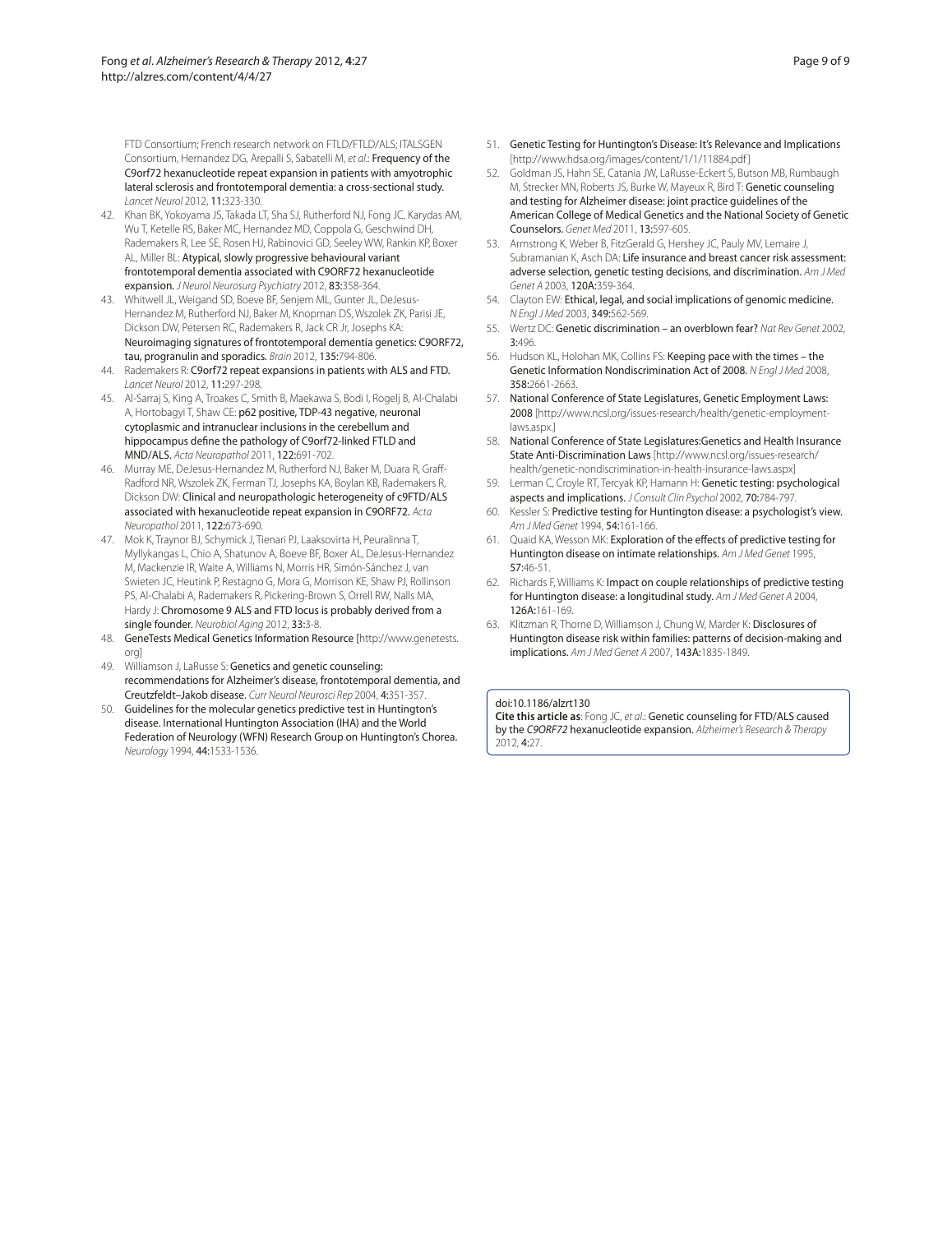FTD Consortium; French research network on FTLD/FTLD/ALS; ITALSGEN Consortium, Hernandez DG, Arepalli S, Sabatelli M, *et al.*: Frequency of the C9orf72 hexanucleotide repeat expansion in patients with amyotrophic lateral sclerosis and frontotemporal dementia: a cross-sectional study. *Lancet Neurol* 2012, **11:**323-330.

42. Khan BK, Yokoyama JS, Takada LT, Sha SJ, Rutherford NJ, Fong JC, Karydas AM, Wu T, Ketelle RS, Baker MC, Hernandez MD, Coppola G, Geschwind DH, Rademakers R, Lee SE, Rosen HJ, Rabinovici GD, Seeley WW, Rankin KP, Boxer AL, Miller BL: Atypical, slowly progressive behavioural variant frontotemporal dementia associated with C9ORF72 hexanucleotide expansion. *J Neurol Neurosurg Psychiatry* 2012, **83:**358-364.
43. Whitwell JL, Weigand SD, Boeve BF, Senjem ML, Gunter JL, DeJesus-Hernandez M, Rutherford NJ, Baker M, Knopman DS, Wszolek ZK, Parisi JE, Dickson DW, Petersen RC, Rademakers R, Jack CR Jr, Josephs KA: Neuroimaging signatures of frontotemporal dementia genetics: C9ORF72, tau, progranulin and sporadics. *Brain* 2012, **135:**794-806.
44. Rademakers R: C9orf72 repeat expansions in patients with ALS and FTD. *Lancet Neurol* 2012, **11:**297-298.
45. Al-Sarraj S, King A, Troakes C, Smith B, Maekawa S, Bodi I, Rogelj B, Al-Chalabi A, Hortobagyi T, Shaw CE: p62 positive, TDP-43 negative, neuronal cytoplasmic and intranuclear inclusions in the cerebellum and hippocampus define the pathology of C9orf72-linked FTLD and MND/ALS. *Acta Neuropathol* 2011, **122:**691-702.
46. Murray ME, DeJesus-Hernandez M, Rutherford NJ, Baker M, Duara R, Graff-Radford NR, Wszolek ZK, Ferman TJ, Josephs KA, Boylan KB, Rademakers R, Dickson DW: Clinical and neuropathologic heterogeneity of c9FTD/ALS associated with hexanucleotide repeat expansion in C9ORF72. *Acta Neuropathol* 2011, **122:**673-690.
47. Mok K, Traynor BJ, Schymick J, Tienari PJ, Laaksovirta H, Peuralinna T, Myllykangas L, Chio A, Shatunov A, Boeve BF, Boxer AL, DeJesus-Hernandez M, Mackenzie IR, Waite A, Williams N, Morris HR, Simón-Sánchez J, van Swieten JC, Heutink P, Restagno G, Mora G, Morrison KE, Shaw PJ, Rollinson PS, Al-Chalabi A, Rademakers R, Pickering-Brown S, Orrell RW, Nalls MA, Hardy J: Chromosome 9 ALS and FTD locus is probably derived from a single founder. *Neurobiol Aging* 2012, **33:**3-8.
48. GeneTests Medical Genetics Information Resource [http://www.genetests.org]
49. Williamson J, LaRusse S: Genetics and genetic counseling: recommendations for Alzheimer's disease, frontotemporal dementia, and Creutzfeldt–Jakob disease. *Curr Neurol Neurosci Rep* 2004, **4:**351-357.
50. Guidelines for the molecular genetics predictive test in Huntington's disease. International Huntington Association (IHA) and the World Federation of Neurology (WFN) Research Group on Huntington's Chorea. *Neurology* 1994, **44:**1533-1536.
51. Genetic Testing for Huntington's Disease: It's Relevance and Implications [http://www.hdsa.org/images/content/1/1/11884.pdf]
52. Goldman JS, Hahn SE, Catania JW, LaRusse-Eckert S, Butson MB, Rumbaugh M, Strecker MN, Roberts JS, Burke W, Mayeux R, Bird T: Genetic counseling and testing for Alzheimer disease: joint practice guidelines of the American College of Medical Genetics and the National Society of Genetic Counselors. *Genet Med* 2011, **13:**597-605.
53. Armstrong K, Weber B, FitzGerald G, Hershey JC, Pauly MV, Lemaire J, Subramanian K, Asch DA: Life insurance and breast cancer risk assessment: adverse selection, genetic testing decisions, and discrimination. *Am J Med Genet A* 2003, **120A:**359-364.
54. Clayton EW: Ethical, legal, and social implications of genomic medicine. *N Engl J Med* 2003, **349:**562-569.
55. Wertz DC: Genetic discrimination – an overblown fear? *Nat Rev Genet* 2002, **3:**496.
56. Hudson KL, Holohan MK, Collins FS: Keeping pace with the times – the Genetic Information Nondiscrimination Act of 2008. *N Engl J Med* 2008, **358:**2661-2663.
57. National Conference of State Legislatures, Genetic Employment Laws: 2008 [http://www.ncsl.org/issues-research/health/genetic-employment-laws.aspx.]
58. National Conference of State Legislatures:Genetics and Health Insurance State Anti-Discrimination Laws [http://www.ncsl.org/issues-research/health/genetic-nondiscrimination-in-health-insurance-laws.aspx]
59. Lerman C, Croyle RT, Tercyak KP, Hamann H: Genetic testing: psychological aspects and implications. *J Consult Clin Psychol* 2002, **70:**784-797.
60. Kessler S: Predictive testing for Huntington disease: a psychologist's view. *Am J Med Genet* 1994, **54:**161-166.
61. Quaid KA, Wesson MK: Exploration of the effects of predictive testing for Huntington disease on intimate relationships. *Am J Med Genet* 1995, **57:**46-51.
62. Richards F, Williams K: Impact on couple relationships of predictive testing for Huntington disease: a longitudinal study. *Am J Med Genet A* 2004, **126A:**161-169.
63. Klitzman R, Thorne D, Williamson J, Chung W, Marder K: Disclosures of Huntington disease risk within families: patterns of decision-making and implications. *Am J Med Genet A* 2007, **143A:**1835-1849.

doi:10.1186/alzrt130

**Cite this article as**: Fong JC, *et al.*: Genetic counseling for FTD/ALS caused by the *C9ORF72* hexanucleotide expansion. *Alzheimer's Research & Therapy* 2012, **4:**27.